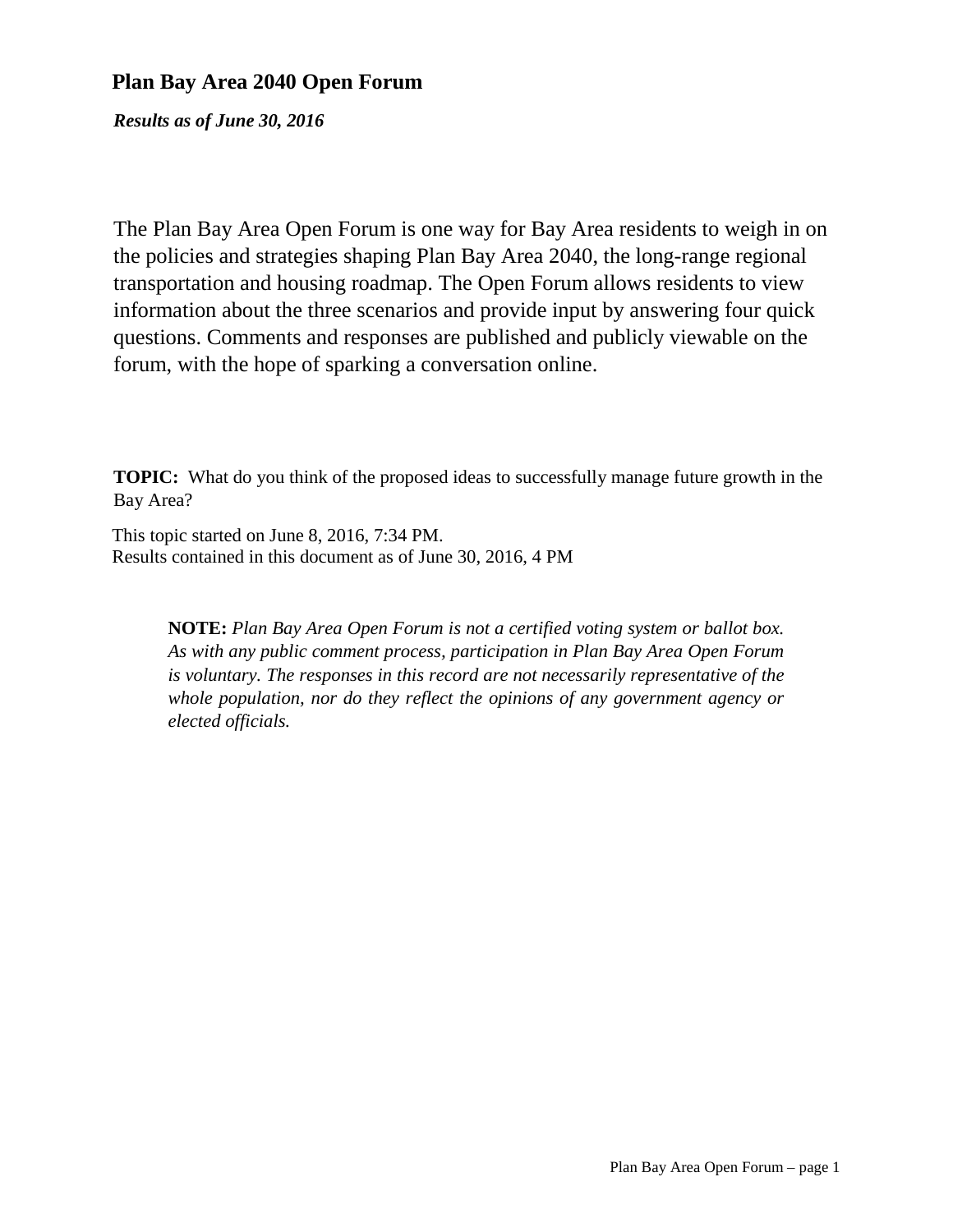# Plan Bay Area 2040 Open Forum

***Results as of June 30, 2016***

The Plan Bay Area Open Forum is one way for Bay Area residents to weigh in on the policies and strategies shaping Plan Bay Area 2040, the long-range regional transportation and housing roadmap. The Open Forum allows residents to view information about the three scenarios and provide input by answering four quick questions. Comments and responses are published and publicly viewable on the forum, with the hope of sparking a conversation online.

**TOPIC:** What do you think of the proposed ideas to successfully manage future growth in the Bay Area?

This topic started on June 8, 2016, 7:34 PM.
Results contained in this document as of June 30, 2016, 4 PM

> **NOTE:** *Plan Bay Area Open Forum is not a certified voting system or ballot box. As with any public comment process, participation in Plan Bay Area Open Forum is voluntary. The responses in this record are not necessarily representative of the whole population, nor do they reflect the opinions of any government agency or elected officials.*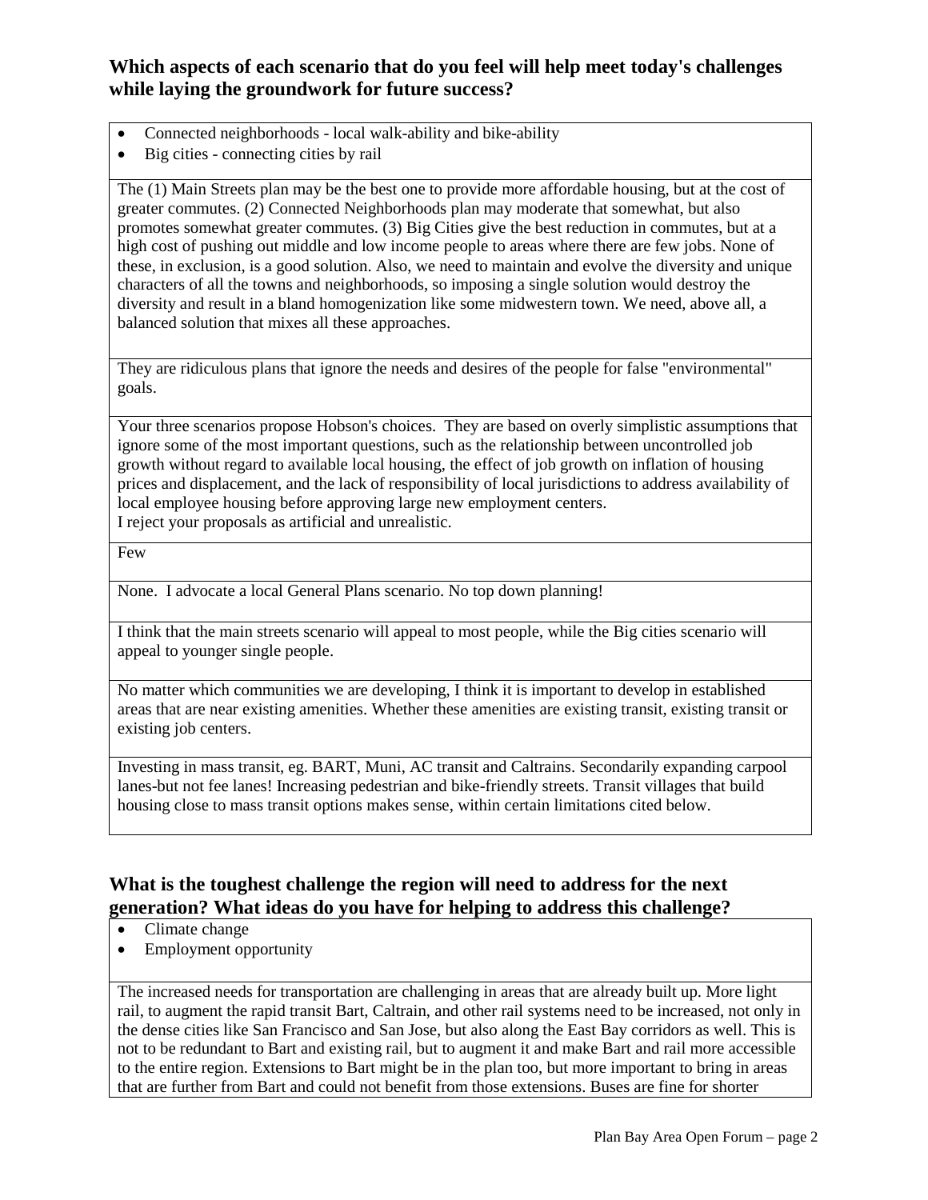## Which aspects of each scenario that do you feel will help meet today's challenges while laying the groundwork for future success?

- Connected neighborhoods - local walk-ability and bike-ability
- Big cities - connecting cities by rail

The (1) Main Streets plan may be the best one to provide more affordable housing, but at the cost of greater commutes. (2) Connected Neighborhoods plan may moderate that somewhat, but also promotes somewhat greater commutes. (3) Big Cities give the best reduction in commutes, but at a high cost of pushing out middle and low income people to areas where there are few jobs. None of these, in exclusion, is a good solution. Also, we need to maintain and evolve the diversity and unique characters of all the towns and neighborhoods, so imposing a single solution would destroy the diversity and result in a bland homogenization like some midwestern town. We need, above all, a balanced solution that mixes all these approaches.

They are ridiculous plans that ignore the needs and desires of the people for false "environmental" goals.

Your three scenarios propose Hobson's choices. They are based on overly simplistic assumptions that ignore some of the most important questions, such as the relationship between uncontrolled job growth without regard to available local housing, the effect of job growth on inflation of housing prices and displacement, and the lack of responsibility of local jurisdictions to address availability of local employee housing before approving large new employment centers.
I reject your proposals as artificial and unrealistic.

Few

None. I advocate a local General Plans scenario. No top down planning!

I think that the main streets scenario will appeal to most people, while the Big cities scenario will appeal to younger single people.

No matter which communities we are developing, I think it is important to develop in established areas that are near existing amenities. Whether these amenities are existing transit, existing transit or existing job centers.

Investing in mass transit, eg. BART, Muni, AC transit and Caltrains. Secondarily expanding carpool lanes-but not fee lanes! Increasing pedestrian and bike-friendly streets. Transit villages that build housing close to mass transit options makes sense, within certain limitations cited below.

## What is the toughest challenge the region will need to address for the next generation? What ideas do you have for helping to address this challenge?

- Climate change
- Employment opportunity

The increased needs for transportation are challenging in areas that are already built up. More light rail, to augment the rapid transit Bart, Caltrain, and other rail systems need to be increased, not only in the dense cities like San Francisco and San Jose, but also along the East Bay corridors as well. This is not to be redundant to Bart and existing rail, but to augment it and make Bart and rail more accessible to the entire region. Extensions to Bart might be in the plan too, but more important to bring in areas that are further from Bart and could not benefit from those extensions. Buses are fine for shorter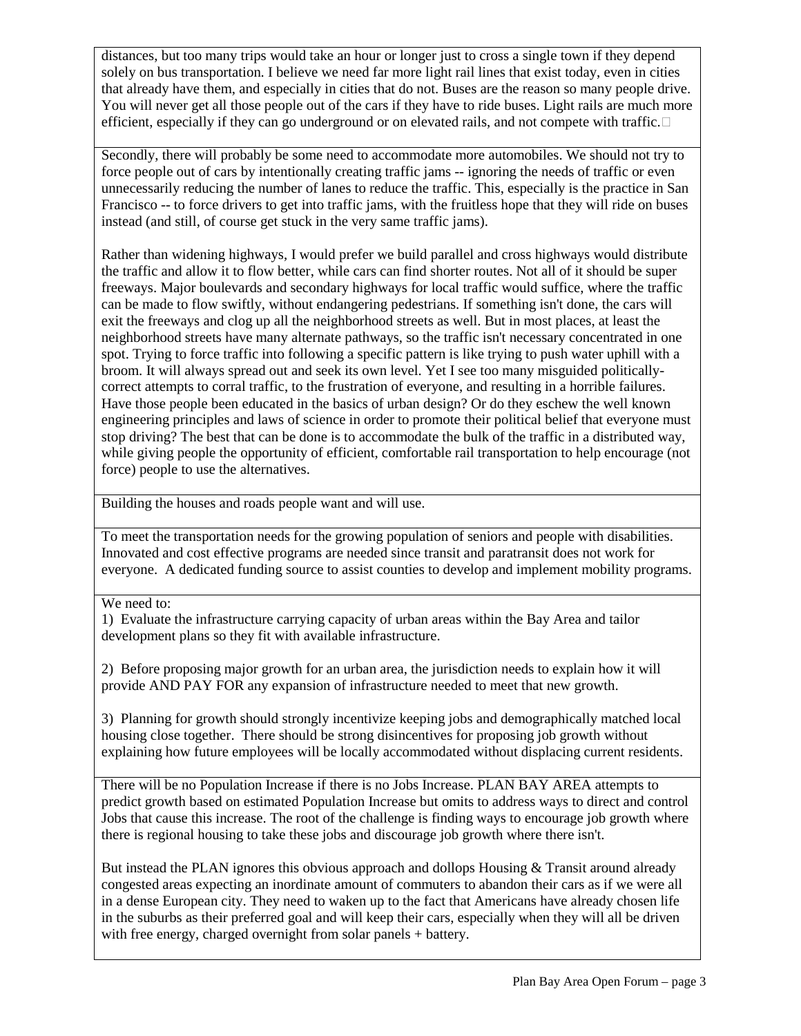distances, but too many trips would take an hour or longer just to cross a single town if they depend solely on bus transportation. I believe we need far more light rail lines that exist today, even in cities that already have them, and especially in cities that do not. Buses are the reason so many people drive. You will never get all those people out of the cars if they have to ride buses. Light rails are much more efficient, especially if they can go underground or on elevated rails, and not compete with traffic.

Secondly, there will probably be some need to accommodate more automobiles. We should not try to force people out of cars by intentionally creating traffic jams -- ignoring the needs of traffic or even unnecessarily reducing the number of lanes to reduce the traffic. This, especially is the practice in San Francisco -- to force drivers to get into traffic jams, with the fruitless hope that they will ride on buses instead (and still, of course get stuck in the very same traffic jams).

Rather than widening highways, I would prefer we build parallel and cross highways would distribute the traffic and allow it to flow better, while cars can find shorter routes. Not all of it should be super freeways. Major boulevards and secondary highways for local traffic would suffice, where the traffic can be made to flow swiftly, without endangering pedestrians. If something isn't done, the cars will exit the freeways and clog up all the neighborhood streets as well. But in most places, at least the neighborhood streets have many alternate pathways, so the traffic isn't necessary concentrated in one spot. Trying to force traffic into following a specific pattern is like trying to push water uphill with a broom. It will always spread out and seek its own level. Yet I see too many misguided politically-correct attempts to corral traffic, to the frustration of everyone, and resulting in a horrible failures. Have those people been educated in the basics of urban design? Or do they eschew the well known engineering principles and laws of science in order to promote their political belief that everyone must stop driving? The best that can be done is to accommodate the bulk of the traffic in a distributed way, while giving people the opportunity of efficient, comfortable rail transportation to help encourage (not force) people to use the alternatives.

---

Building the houses and roads people want and will use.

---

To meet the transportation needs for the growing population of seniors and people with disabilities. Innovated and cost effective programs are needed since transit and paratransit does not work for everyone. A dedicated funding source to assist counties to develop and implement mobility programs.

---

We need to:

1) Evaluate the infrastructure carrying capacity of urban areas within the Bay Area and tailor development plans so they fit with available infrastructure.

2) Before proposing major growth for an urban area, the jurisdiction needs to explain how it will provide AND PAY FOR any expansion of infrastructure needed to meet that new growth.

3) Planning for growth should strongly incentivize keeping jobs and demographically matched local housing close together. There should be strong disincentives for proposing job growth without explaining how future employees will be locally accommodated without displacing current residents.

---

There will be no Population Increase if there is no Jobs Increase. PLAN BAY AREA attempts to predict growth based on estimated Population Increase but omits to address ways to direct and control Jobs that cause this increase. The root of the challenge is finding ways to encourage job growth where there is regional housing to take these jobs and discourage job growth where there isn't.

But instead the PLAN ignores this obvious approach and dollops Housing & Transit around already congested areas expecting an inordinate amount of commuters to abandon their cars as if we were all in a dense European city. They need to waken up to the fact that Americans have already chosen life in the suburbs as their preferred goal and will keep their cars, especially when they will all be driven with free energy, charged overnight from solar panels + battery.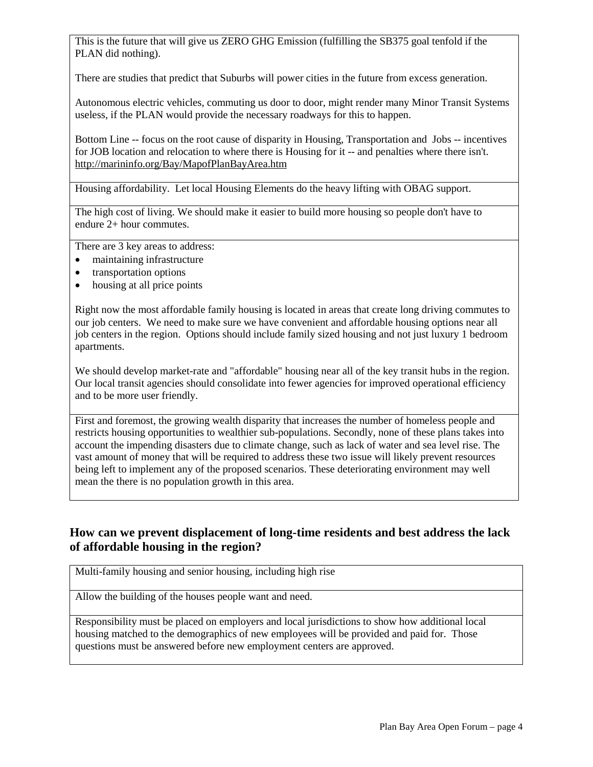This is the future that will give us ZERO GHG Emission (fulfilling the SB375 goal tenfold if the PLAN did nothing).

There are studies that predict that Suburbs will power cities in the future from excess generation.

Autonomous electric vehicles, commuting us door to door, might render many Minor Transit Systems useless, if the PLAN would provide the necessary roadways for this to happen.

Bottom Line -- focus on the root cause of disparity in Housing, Transportation and Jobs -- incentives for JOB location and relocation to where there is Housing for it -- and penalties where there isn't.
http://marininfo.org/Bay/MapofPlanBayArea.htm

---

Housing affordability. Let local Housing Elements do the heavy lifting with OBAG support.

---

The high cost of living. We should make it easier to build more housing so people don't have to endure 2+ hour commutes.

---

There are 3 key areas to address:

- maintaining infrastructure
- transportation options
- housing at all price points

Right now the most affordable family housing is located in areas that create long driving commutes to our job centers. We need to make sure we have convenient and affordable housing options near all job centers in the region. Options should include family sized housing and not just luxury 1 bedroom apartments.

We should develop market-rate and "affordable" housing near all of the key transit hubs in the region. Our local transit agencies should consolidate into fewer agencies for improved operational efficiency and to be more user friendly.

---

First and foremost, the growing wealth disparity that increases the number of homeless people and restricts housing opportunities to wealthier sub-populations. Secondly, none of these plans takes into account the impending disasters due to climate change, such as lack of water and sea level rise. The vast amount of money that will be required to address these two issue will likely prevent resources being left to implement any of the proposed scenarios. These deteriorating environment may well mean the there is no population growth in this area.

## How can we prevent displacement of long-time residents and best address the lack of affordable housing in the region?

Multi-family housing and senior housing, including high rise

---

Allow the building of the houses people want and need.

---

Responsibility must be placed on employers and local jurisdictions to show how additional local housing matched to the demographics of new employees will be provided and paid for. Those questions must be answered before new employment centers are approved.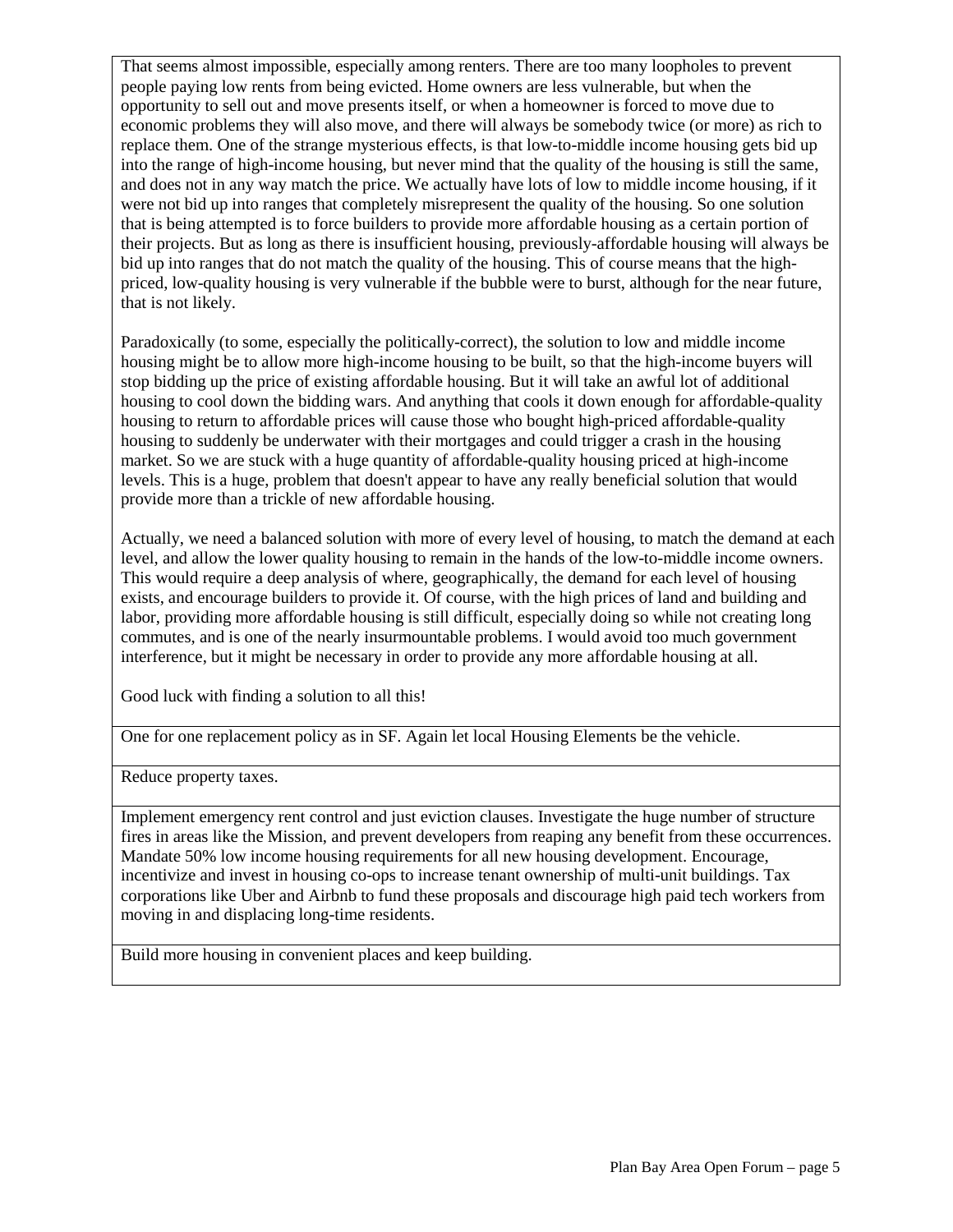That seems almost impossible, especially among renters. There are too many loopholes to prevent people paying low rents from being evicted. Home owners are less vulnerable, but when the opportunity to sell out and move presents itself, or when a homeowner is forced to move due to economic problems they will also move, and there will always be somebody twice (or more) as rich to replace them. One of the strange mysterious effects, is that low-to-middle income housing gets bid up into the range of high-income housing, but never mind that the quality of the housing is still the same, and does not in any way match the price. We actually have lots of low to middle income housing, if it were not bid up into ranges that completely misrepresent the quality of the housing. So one solution that is being attempted is to force builders to provide more affordable housing as a certain portion of their projects. But as long as there is insufficient housing, previously-affordable housing will always be bid up into ranges that do not match the quality of the housing. This of course means that the high-priced, low-quality housing is very vulnerable if the bubble were to burst, although for the near future, that is not likely.

Paradoxically (to some, especially the politically-correct), the solution to low and middle income housing might be to allow more high-income housing to be built, so that the high-income buyers will stop bidding up the price of existing affordable housing. But it will take an awful lot of additional housing to cool down the bidding wars. And anything that cools it down enough for affordable-quality housing to return to affordable prices will cause those who bought high-priced affordable-quality housing to suddenly be underwater with their mortgages and could trigger a crash in the housing market. So we are stuck with a huge quantity of affordable-quality housing priced at high-income levels. This is a huge, problem that doesn't appear to have any really beneficial solution that would provide more than a trickle of new affordable housing.

Actually, we need a balanced solution with more of every level of housing, to match the demand at each level, and allow the lower quality housing to remain in the hands of the low-to-middle income owners. This would require a deep analysis of where, geographically, the demand for each level of housing exists, and encourage builders to provide it. Of course, with the high prices of land and building and labor, providing more affordable housing is still difficult, especially doing so while not creating long commutes, and is one of the nearly insurmountable problems. I would avoid too much government interference, but it might be necessary in order to provide any more affordable housing at all.

Good luck with finding a solution to all this!

---

One for one replacement policy as in SF. Again let local Housing Elements be the vehicle.

---

Reduce property taxes.

---

Implement emergency rent control and just eviction clauses. Investigate the huge number of structure fires in areas like the Mission, and prevent developers from reaping any benefit from these occurrences. Mandate 50% low income housing requirements for all new housing development. Encourage, incentivize and invest in housing co-ops to increase tenant ownership of multi-unit buildings. Tax corporations like Uber and Airbnb to fund these proposals and discourage high paid tech workers from moving in and displacing long-time residents.

---

Build more housing in convenient places and keep building.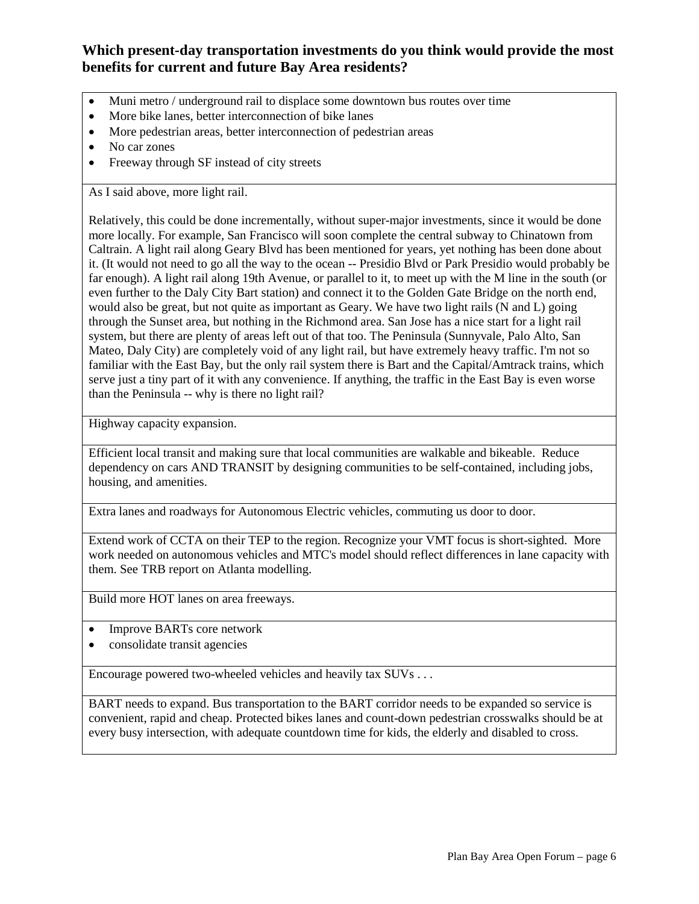## Which present-day transportation investments do you think would provide the most benefits for current and future Bay Area residents?

- Muni metro / underground rail to displace some downtown bus routes over time
- More bike lanes, better interconnection of bike lanes
- More pedestrian areas, better interconnection of pedestrian areas
- No car zones
- Freeway through SF instead of city streets

---

As I said above, more light rail.

Relatively, this could be done incrementally, without super-major investments, since it would be done more locally. For example, San Francisco will soon complete the central subway to Chinatown from Caltrain. A light rail along Geary Blvd has been mentioned for years, yet nothing has been done about it. (It would not need to go all the way to the ocean -- Presidio Blvd or Park Presidio would probably be far enough). A light rail along 19th Avenue, or parallel to it, to meet up with the M line in the south (or even further to the Daly City Bart station) and connect it to the Golden Gate Bridge on the north end, would also be great, but not quite as important as Geary. We have two light rails (N and L) going through the Sunset area, but nothing in the Richmond area. San Jose has a nice start for a light rail system, but there are plenty of areas left out of that too. The Peninsula (Sunnyvale, Palo Alto, San Mateo, Daly City) are completely void of any light rail, but have extremely heavy traffic. I'm not so familiar with the East Bay, but the only rail system there is Bart and the Capital/Amtrack trains, which serve just a tiny part of it with any convenience. If anything, the traffic in the East Bay is even worse than the Peninsula -- why is there no light rail?

---

Highway capacity expansion.

---

Efficient local transit and making sure that local communities are walkable and bikeable. Reduce dependency on cars AND TRANSIT by designing communities to be self-contained, including jobs, housing, and amenities.

---

Extra lanes and roadways for Autonomous Electric vehicles, commuting us door to door.

---

Extend work of CCTA on their TEP to the region. Recognize your VMT focus is short-sighted. More work needed on autonomous vehicles and MTC's model should reflect differences in lane capacity with them. See TRB report on Atlanta modelling.

---

Build more HOT lanes on area freeways.

---

- Improve BARTs core network
- consolidate transit agencies

---

Encourage powered two-wheeled vehicles and heavily tax SUVs . . .

---

BART needs to expand. Bus transportation to the BART corridor needs to be expanded so service is convenient, rapid and cheap. Protected bikes lanes and count-down pedestrian crosswalks should be at every busy intersection, with adequate countdown time for kids, the elderly and disabled to cross.